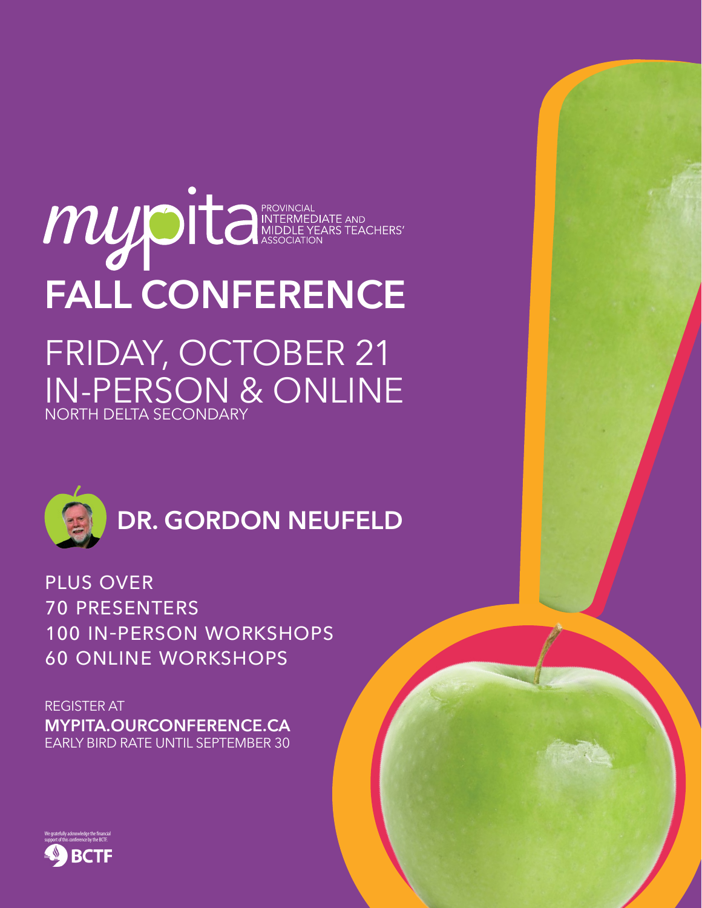# mypita

PROVINCIAL INTERMEDIATE AND MIDDLE YEARS TEACHERS' ASSOCIATION

# FALL CONFERENCE

## FRIDAY, OCTOBER 21
## IN-PERSON & ONLINE

NORTH DELTA SECONDARY

## DR. GORDON NEUFELD

PLUS OVER
70 PRESENTERS
100 IN-PERSON WORKSHOPS
60 ONLINE WORKSHOPS

REGISTER AT
**MYPITA.OURCONFERENCE.CA**
EARLY BIRD RATE UNTIL SEPTEMBER 30

We gratefully acknowledge the financial support of this conference by the BCTF:

BCTF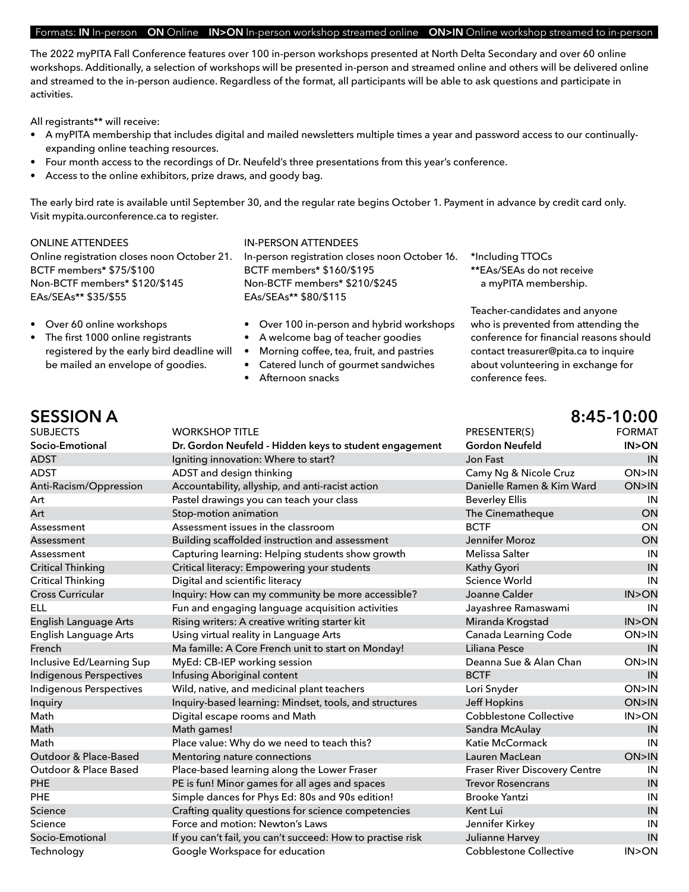Formats: **IN** In-person **ON** Online **IN>ON** In-person workshop streamed online **ON>IN** Online workshop streamed to in-person

The 2022 myPITA Fall Conference features over 100 in-person workshops presented at North Delta Secondary and over 60 online workshops. Additionally, a selection of workshops will be presented in-person and streamed online and others will be delivered online and streamed to the in-person audience. Regardless of the format, all participants will be able to ask questions and participate in activities.

All registrants** will receive:

- A myPITA membership that includes digital and mailed newsletters multiple times a year and password access to our continually-expanding online teaching resources.
- Four month access to the recordings of Dr. Neufeld's three presentations from this year's conference.
- Access to the online exhibitors, prize draws, and goody bag.

The early bird rate is available until September 30, and the regular rate begins October 1. Payment in advance by credit card only. Visit mypita.ourconference.ca to register.

ONLINE ATTENDEES
Online registration closes noon October 21.
BCTF members* $75/$100
Non-BCTF members* $120/$145
EAs/SEAs** $35/$55

- Over 60 online workshops
- The first 1000 online registrants registered by the early bird deadline will be mailed an envelope of goodies.

IN-PERSON ATTENDEES
In-person registration closes noon October 16.
BCTF members* $160/$195
Non-BCTF members* $210/$245
EAs/SEAs** $80/$115

- Over 100 in-person and hybrid workshops
- A welcome bag of teacher goodies
- Morning coffee, tea, fruit, and pastries
- Catered lunch of gourmet sandwiches
- Afternoon snacks

*Including TTOCs
**EAs/SEAs do not receive a myPITA membership.

Teacher-candidates and anyone who is prevented from attending the conference for financial reasons should contact treasurer@pita.ca to inquire about volunteering in exchange for conference fees.

## SESSION A 8:45-10:00

| SUBJECTS | WORKSHOP TITLE | PRESENTER(S) | FORMAT |
|---|---|---|---|
| **Socio-Emotional** | **Dr. Gordon Neufeld - Hidden keys to student engagement** | **Gordon Neufeld** | **IN>ON** |
| ADST | Igniting innovation: Where to start? | Jon Fast | IN |
| ADST | ADST and design thinking | Camy Ng & Nicole Cruz | ON>IN |
| Anti-Racism/Oppression | Accountability, allyship, and anti-racist action | Danielle Ramen & Kim Ward | ON>IN |
| Art | Pastel drawings you can teach your class | Beverley Ellis | IN |
| Art | Stop-motion animation | The Cinematheque | ON |
| Assessment | Assessment issues in the classroom | BCTF | ON |
| Assessment | Building scaffolded instruction and assessment | Jennifer Moroz | ON |
| Assessment | Capturing learning: Helping students show growth | Melissa Salter | IN |
| Critical Thinking | Critical literacy: Empowering your students | Kathy Gyori | IN |
| Critical Thinking | Digital and scientific literacy | Science World | IN |
| Cross Curricular | Inquiry: How can my community be more accessible? | Joanne Calder | IN>ON |
| ELL | Fun and engaging language acquisition activities | Jayashree Ramaswami | IN |
| English Language Arts | Rising writers: A creative writing starter kit | Miranda Krogstad | IN>ON |
| English Language Arts | Using virtual reality in Language Arts | Canada Learning Code | ON>IN |
| French | Ma famille: A Core French unit to start on Monday! | Liliana Pesce | IN |
| Inclusive Ed/Learning Sup | MyEd: CB-IEP working session | Deanna Sue & Alan Chan | ON>IN |
| Indigenous Perspectives | Infusing Aboriginal content | BCTF | IN |
| Indigenous Perspectives | Wild, native, and medicinal plant teachers | Lori Snyder | ON>IN |
| Inquiry | Inquiry-based learning: Mindset, tools, and structures | Jeff Hopkins | ON>IN |
| Math | Digital escape rooms and Math | Cobblestone Collective | IN>ON |
| Math | Math games! | Sandra McAulay | IN |
| Math | Place value: Why do we need to teach this? | Katie McCormack | IN |
| Outdoor & Place-Based | Mentoring nature connections | Lauren MacLean | ON>IN |
| Outdoor & Place Based | Place-based learning along the Lower Fraser | Fraser River Discovery Centre | IN |
| PHE | PE is fun! Minor games for all ages and spaces | Trevor Rosencrans | IN |
| PHE | Simple dances for Phys Ed: 80s and 90s edition! | Brooke Yantzi | IN |
| Science | Crafting quality questions for science competencies | Kent Lui | IN |
| Science | Force and motion: Newton's Laws | Jennifer Kirkey | IN |
| Socio-Emotional | If you can't fail, you can't succeed: How to practise risk | Julianne Harvey | IN |
| Technology | Google Workspace for education | Cobblestone Collective | IN>ON |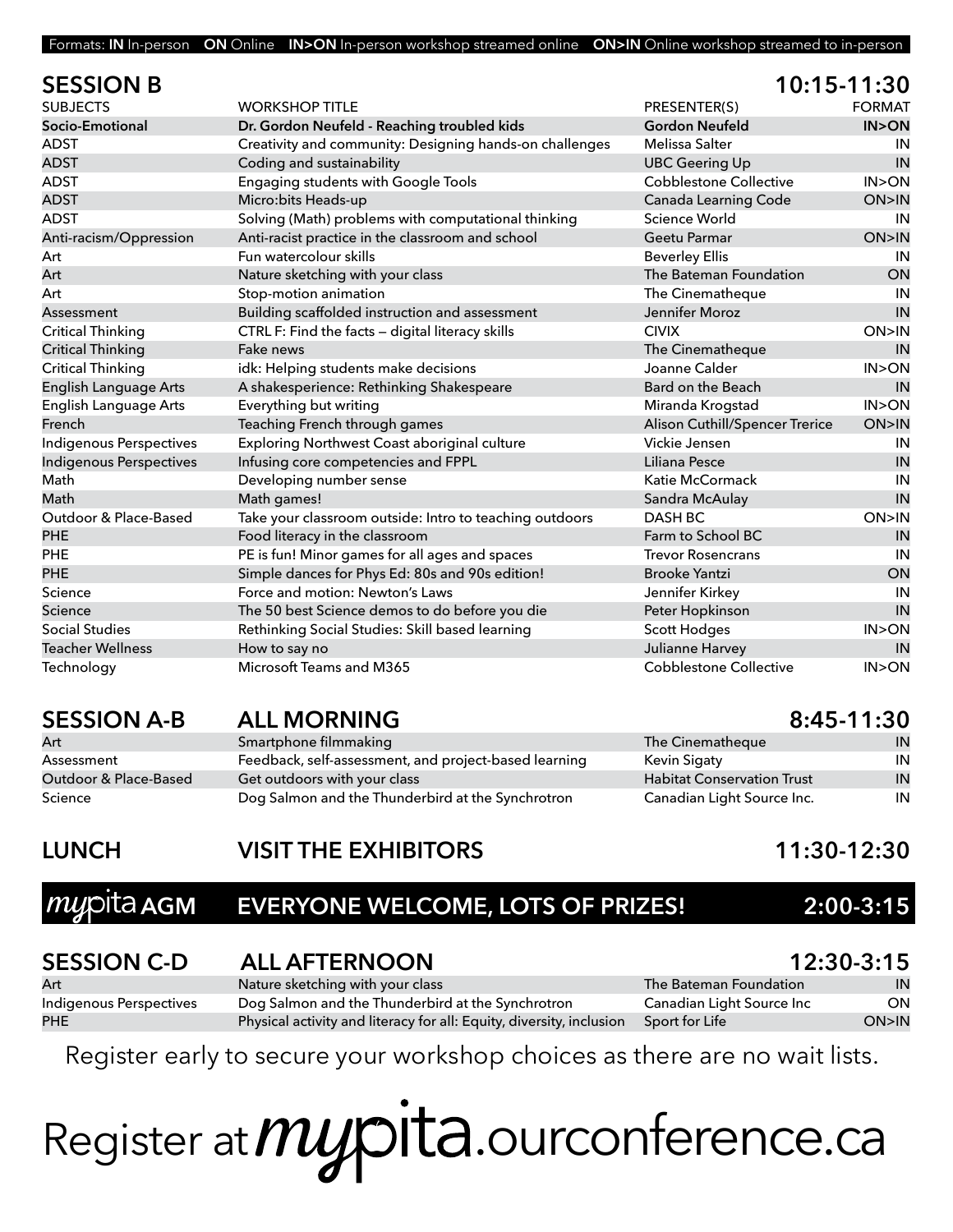Formats: **IN** In-person **ON** Online **IN>ON** In-person workshop streamed online **ON>IN** Online workshop streamed to in-person

## SESSION B — 10:15-11:30

| SUBJECTS | WORKSHOP TITLE | PRESENTER(S) | FORMAT |
|---|---|---|---|
| **Socio-Emotional** | **Dr. Gordon Neufeld - Reaching troubled kids** | **Gordon Neufeld** | **IN>ON** |
| ADST | Creativity and community: Designing hands-on challenges | Melissa Salter | IN |
| ADST | Coding and sustainability | UBC Geering Up | IN |
| ADST | Engaging students with Google Tools | Cobblestone Collective | IN>ON |
| ADST | Micro:bits Heads-up | Canada Learning Code | ON>IN |
| ADST | Solving (Math) problems with computational thinking | Science World | IN |
| Anti-racism/Oppression | Anti-racist practice in the classroom and school | Geetu Parmar | ON>IN |
| Art | Fun watercolour skills | Beverley Ellis | IN |
| Art | Nature sketching with your class | The Bateman Foundation | ON |
| Art | Stop-motion animation | The Cinematheque | IN |
| Assessment | Building scaffolded instruction and assessment | Jennifer Moroz | IN |
| Critical Thinking | CTRL F: Find the facts – digital literacy skills | CIVIX | ON>IN |
| Critical Thinking | Fake news | The Cinematheque | IN |
| Critical Thinking | idk: Helping students make decisions | Joanne Calder | IN>ON |
| English Language Arts | A shakesperience: Rethinking Shakespeare | Bard on the Beach | IN |
| English Language Arts | Everything but writing | Miranda Krogstad | IN>ON |
| French | Teaching French through games | Alison Cuthill/Spencer Trerice | ON>IN |
| Indigenous Perspectives | Exploring Northwest Coast aboriginal culture | Vickie Jensen | IN |
| Indigenous Perspectives | Infusing core competencies and FPPL | Liliana Pesce | IN |
| Math | Developing number sense | Katie McCormack | IN |
| Math | Math games! | Sandra McAulay | IN |
| Outdoor & Place-Based | Take your classroom outside: Intro to teaching outdoors | DASH BC | ON>IN |
| PHE | Food literacy in the classroom | Farm to School BC | IN |
| PHE | PE is fun! Minor games for all ages and spaces | Trevor Rosencrans | IN |
| PHE | Simple dances for Phys Ed: 80s and 90s edition! | Brooke Yantzi | ON |
| Science | Force and motion: Newton's Laws | Jennifer Kirkey | IN |
| Science | The 50 best Science demos to do before you die | Peter Hopkinson | IN |
| Social Studies | Rethinking Social Studies: Skill based learning | Scott Hodges | IN>ON |
| Teacher Wellness | How to say no | Julianne Harvey | IN |
| Technology | Microsoft Teams and M365 | Cobblestone Collective | IN>ON |

## SESSION A-B — ALL MORNING — 8:45-11:30

| SUBJECTS | WORKSHOP TITLE | PRESENTER(S) | FORMAT |
|---|---|---|---|
| Art | Smartphone filmmaking | The Cinematheque | IN |
| Assessment | Feedback, self-assessment, and project-based learning | Kevin Sigaty | IN |
| Outdoor & Place-Based | Get outdoors with your class | Habitat Conservation Trust | IN |
| Science | Dog Salmon and the Thunderbird at the Synchrotron | Canadian Light Source Inc. | IN |

## LUNCH — VISIT THE EXHIBITORS — 11:30-12:30

## mypita AGM — EVERYONE WELCOME, LOTS OF PRIZES! — 2:00-3:15

## SESSION C-D — ALL AFTERNOON — 12:30-3:15

| SUBJECTS | WORKSHOP TITLE | PRESENTER(S) | FORMAT |
|---|---|---|---|
| Art | Nature sketching with your class | The Bateman Foundation | IN |
| Indigenous Perspectives | Dog Salmon and the Thunderbird at the Synchrotron | Canadian Light Source Inc | ON |
| PHE | Physical activity and literacy for all: Equity, diversity, inclusion | Sport for Life | ON>IN |

Register early to secure your workshop choices as there are no wait lists.

# Register at mypita.ourconference.ca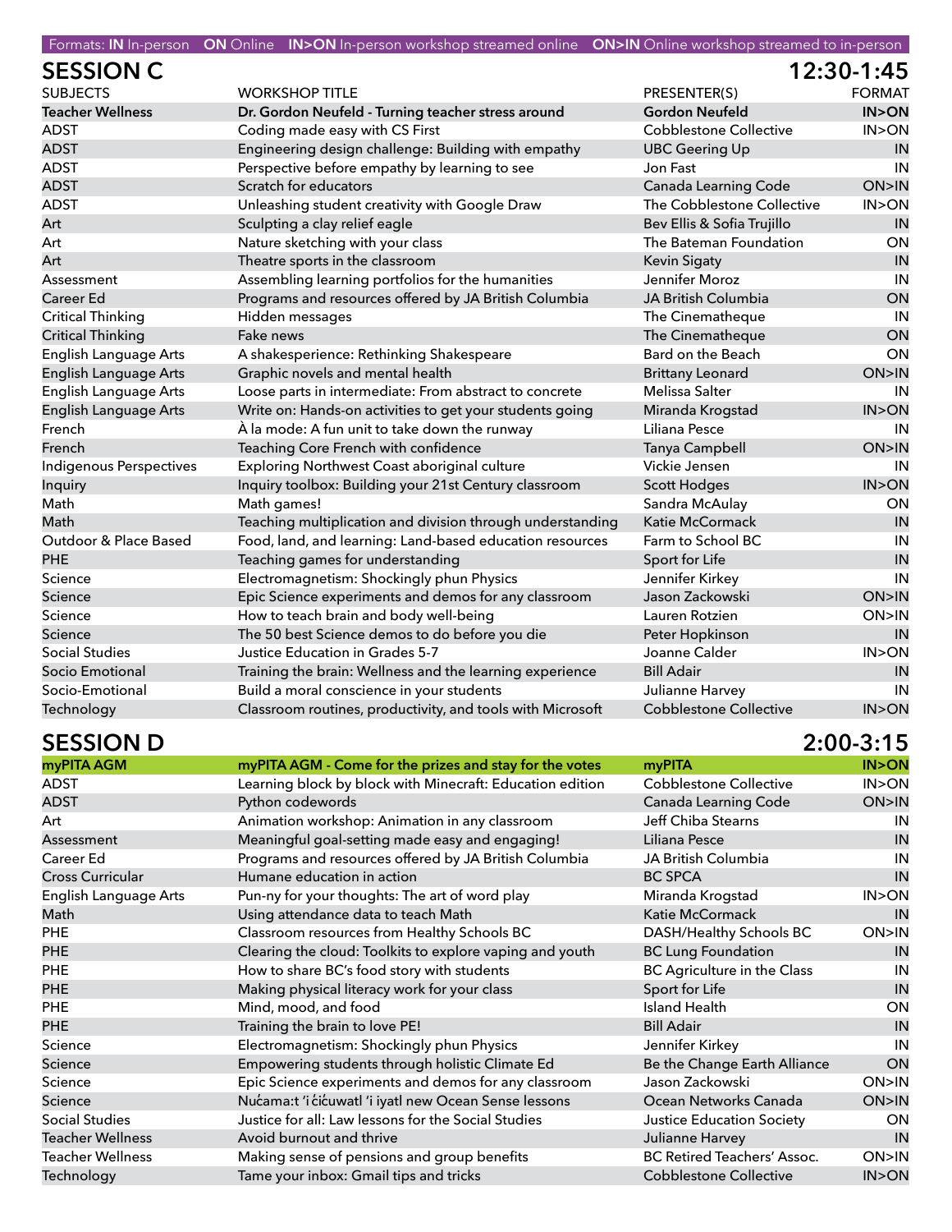Formats: **IN** In-person **ON** Online **IN>ON** In-person workshop streamed online **ON>IN** Online workshop streamed to in-person

## SESSION C 12:30-1:45

| SUBJECTS | WORKSHOP TITLE | PRESENTER(S) | FORMAT |
|---|---|---|---|
| **Teacher Wellness** | **Dr. Gordon Neufeld - Turning teacher stress around** | **Gordon Neufeld** | **IN>ON** |
| ADST | Coding made easy with CS First | Cobblestone Collective | IN>ON |
| ADST | Engineering design challenge: Building with empathy | UBC Geering Up | IN |
| ADST | Perspective before empathy by learning to see | Jon Fast | IN |
| ADST | Scratch for educators | Canada Learning Code | ON>IN |
| ADST | Unleashing student creativity with Google Draw | The Cobblestone Collective | IN>ON |
| Art | Sculpting a clay relief eagle | Bev Ellis & Sofia Trujillo | IN |
| Art | Nature sketching with your class | The Bateman Foundation | ON |
| Art | Theatre sports in the classroom | Kevin Sigaty | IN |
| Assessment | Assembling learning portfolios for the humanities | Jennifer Moroz | IN |
| Career Ed | Programs and resources offered by JA British Columbia | JA British Columbia | ON |
| Critical Thinking | Hidden messages | The Cinematheque | IN |
| Critical Thinking | Fake news | The Cinematheque | ON |
| English Language Arts | A shakesperience: Rethinking Shakespeare | Bard on the Beach | ON |
| English Language Arts | Graphic novels and mental health | Brittany Leonard | ON>IN |
| English Language Arts | Loose parts in intermediate: From abstract to concrete | Melissa Salter | IN |
| English Language Arts | Write on: Hands-on activities to get your students going | Miranda Krogstad | IN>ON |
| French | À la mode: A fun unit to take down the runway | Liliana Pesce | IN |
| French | Teaching Core French with confidence | Tanya Campbell | ON>IN |
| Indigenous Perspectives | Exploring Northwest Coast aboriginal culture | Vickie Jensen | IN |
| Inquiry | Inquiry toolbox: Building your 21st Century classroom | Scott Hodges | IN>ON |
| Math | Math games! | Sandra McAulay | ON |
| Math | Teaching multiplication and division through understanding | Katie McCormack | IN |
| Outdoor & Place Based | Food, land, and learning: Land-based education resources | Farm to School BC | IN |
| PHE | Teaching games for understanding | Sport for Life | IN |
| Science | Electromagnetism: Shockingly phun Physics | Jennifer Kirkey | IN |
| Science | Epic Science experiments and demos for any classroom | Jason Zackowski | ON>IN |
| Science | How to teach brain and body well-being | Lauren Rotzien | ON>IN |
| Science | The 50 best Science demos to do before you die | Peter Hopkinson | IN |
| Social Studies | Justice Education in Grades 5-7 | Joanne Calder | IN>ON |
| Socio Emotional | Training the brain: Wellness and the learning experience | Bill Adair | IN |
| Socio-Emotional | Build a moral conscience in your students | Julianne Harvey | IN |
| Technology | Classroom routines, productivity, and tools with Microsoft | Cobblestone Collective | IN>ON |

## SESSION D 2:00-3:15

| SUBJECTS | WORKSHOP TITLE | PRESENTER(S) | FORMAT |
|---|---|---|---|
| **myPITA AGM** | **myPITA AGM - Come for the prizes and stay for the votes** | **myPITA** | **IN>ON** |
| ADST | Learning block by block with Minecraft: Education edition | Cobblestone Collective | IN>ON |
| ADST | Python codewords | Canada Learning Code | ON>IN |
| Art | Animation workshop: Animation in any classroom | Jeff Chiba Stearns | IN |
| Assessment | Meaningful goal-setting made easy and engaging! | Liliana Pesce | IN |
| Career Ed | Programs and resources offered by JA British Columbia | JA British Columbia | IN |
| Cross Curricular | Humane education in action | BC SPCA | IN |
| English Language Arts | Pun-ny for your thoughts: The art of word play | Miranda Krogstad | IN>ON |
| Math | Using attendance data to teach Math | Katie McCormack | IN |
| PHE | Classroom resources from Healthy Schools BC | DASH/Healthy Schools BC | ON>IN |
| PHE | Clearing the cloud: Toolkits to explore vaping and youth | BC Lung Foundation | IN |
| PHE | How to share BC's food story with students | BC Agriculture in the Class | IN |
| PHE | Making physical literacy work for your class | Sport for Life | IN |
| PHE | Mind, mood, and food | Island Health | ON |
| PHE | Training the brain to love PE! | Bill Adair | IN |
| Science | Electromagnetism: Shockingly phun Physics | Jennifer Kirkey | IN |
| Science | Empowering students through holistic Climate Ed | Be the Change Earth Alliance | ON |
| Science | Epic Science experiments and demos for any classroom | Jason Zackowski | ON>IN |
| Science | Nuc̓ama:t ʼi c̓ic̓uwatl ʼi iyatl new Ocean Sense lessons | Ocean Networks Canada | ON>IN |
| Social Studies | Justice for all: Law lessons for the Social Studies | Justice Education Society | ON |
| Teacher Wellness | Avoid burnout and thrive | Julianne Harvey | IN |
| Teacher Wellness | Making sense of pensions and group benefits | BC Retired Teachers' Assoc. | ON>IN |
| Technology | Tame your inbox: Gmail tips and tricks | Cobblestone Collective | IN>ON |